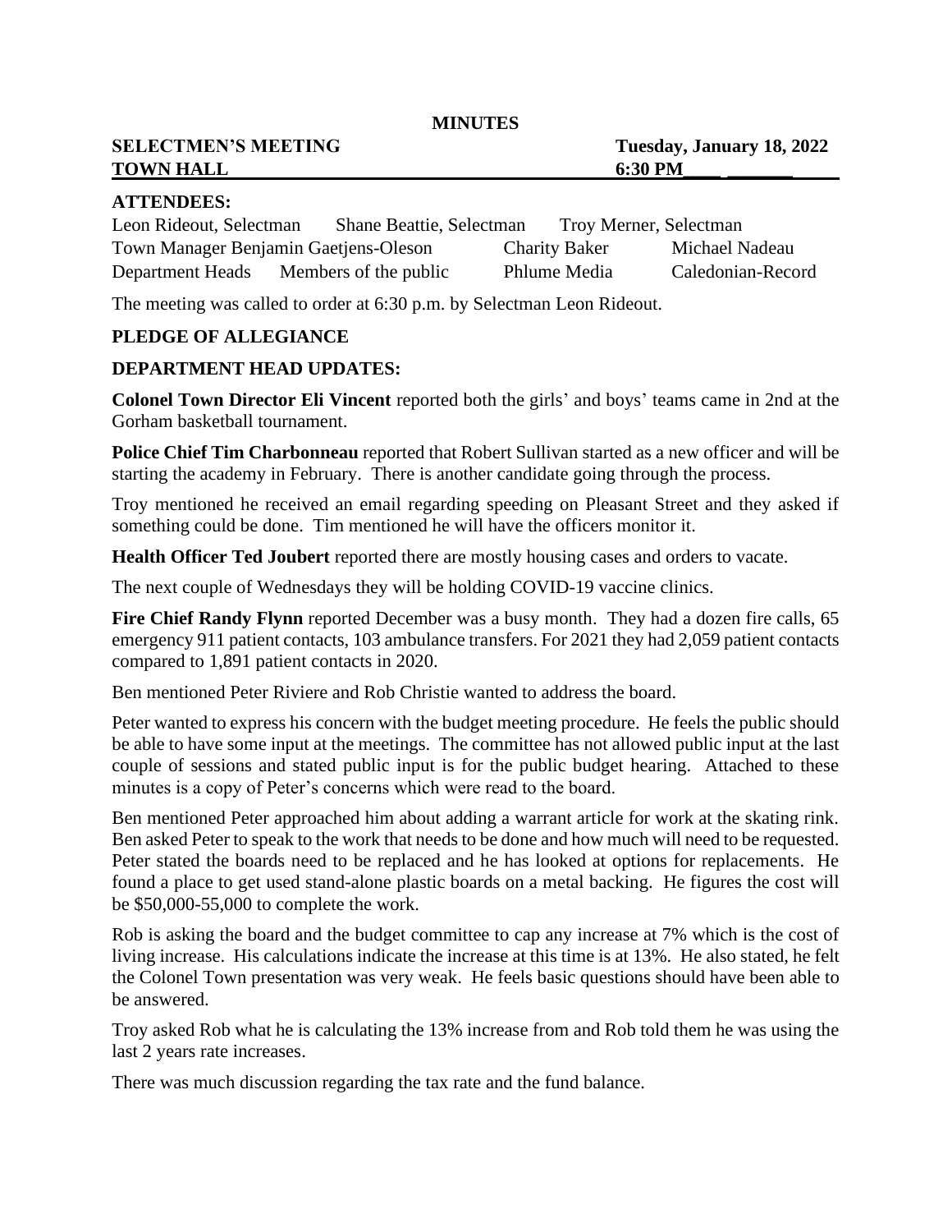**MINUTES**

**SELECTMEN'S MEETING** **Tuesday, January 18, 2022**
**TOWN HALL** **6:30 PM**

**ATTENDEES:**

| | | | |
|---|---|---|---|
| Leon Rideout, Selectman | Shane Beattie, Selectman | Troy Merner, Selectman | |
| Town Manager Benjamin Gaetjens-Oleson | | Charity Baker | Michael Nadeau |
| Department Heads | Members of the public | Phlume Media | Caledonian-Record |

The meeting was called to order at 6:30 p.m. by Selectman Leon Rideout.

**PLEDGE OF ALLEGIANCE**

**DEPARTMENT HEAD UPDATES:**

**Colonel Town Director Eli Vincent** reported both the girls' and boys' teams came in 2nd at the Gorham basketball tournament.

**Police Chief Tim Charbonneau** reported that Robert Sullivan started as a new officer and will be starting the academy in February. There is another candidate going through the process.

Troy mentioned he received an email regarding speeding on Pleasant Street and they asked if something could be done. Tim mentioned he will have the officers monitor it.

**Health Officer Ted Joubert** reported there are mostly housing cases and orders to vacate.

The next couple of Wednesdays they will be holding COVID-19 vaccine clinics.

**Fire Chief Randy Flynn** reported December was a busy month. They had a dozen fire calls, 65 emergency 911 patient contacts, 103 ambulance transfers. For 2021 they had 2,059 patient contacts compared to 1,891 patient contacts in 2020.

Ben mentioned Peter Riviere and Rob Christie wanted to address the board.

Peter wanted to express his concern with the budget meeting procedure. He feels the public should be able to have some input at the meetings. The committee has not allowed public input at the last couple of sessions and stated public input is for the public budget hearing. Attached to these minutes is a copy of Peter's concerns which were read to the board.

Ben mentioned Peter approached him about adding a warrant article for work at the skating rink. Ben asked Peter to speak to the work that needs to be done and how much will need to be requested. Peter stated the boards need to be replaced and he has looked at options for replacements. He found a place to get used stand-alone plastic boards on a metal backing. He figures the cost will be $50,000-55,000 to complete the work.

Rob is asking the board and the budget committee to cap any increase at 7% which is the cost of living increase. His calculations indicate the increase at this time is at 13%. He also stated, he felt the Colonel Town presentation was very weak. He feels basic questions should have been able to be answered.

Troy asked Rob what he is calculating the 13% increase from and Rob told them he was using the last 2 years rate increases.

There was much discussion regarding the tax rate and the fund balance.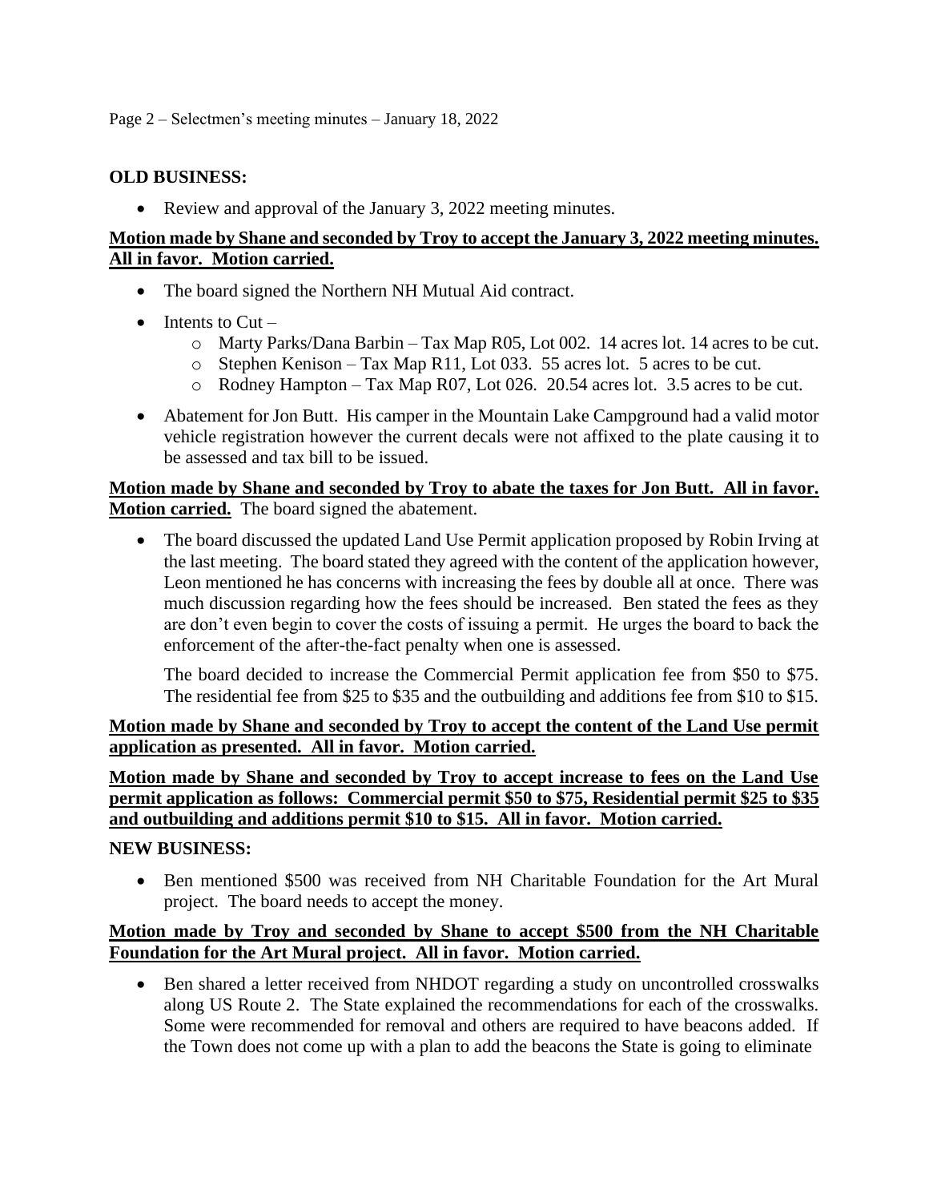**OLD BUSINESS:**

- Review and approval of the January 3, 2022 meeting minutes.

**Motion made by Shane and seconded by Troy to accept the January 3, 2022 meeting minutes. All in favor. Motion carried.**

- The board signed the Northern NH Mutual Aid contract.
- Intents to Cut –
  - Marty Parks/Dana Barbin – Tax Map R05, Lot 002. 14 acres lot. 14 acres to be cut.
  - Stephen Kenison – Tax Map R11, Lot 033. 55 acres lot. 5 acres to be cut.
  - Rodney Hampton – Tax Map R07, Lot 026. 20.54 acres lot. 3.5 acres to be cut.
- Abatement for Jon Butt. His camper in the Mountain Lake Campground had a valid motor vehicle registration however the current decals were not affixed to the plate causing it to be assessed and tax bill to be issued.

**Motion made by Shane and seconded by Troy to abate the taxes for Jon Butt. All in favor. Motion carried.** The board signed the abatement.

- The board discussed the updated Land Use Permit application proposed by Robin Irving at the last meeting. The board stated they agreed with the content of the application however, Leon mentioned he has concerns with increasing the fees by double all at once. There was much discussion regarding how the fees should be increased. Ben stated the fees as they are don't even begin to cover the costs of issuing a permit. He urges the board to back the enforcement of the after-the-fact penalty when one is assessed.

  The board decided to increase the Commercial Permit application fee from $50 to $75. The residential fee from $25 to $35 and the outbuilding and additions fee from $10 to $15.

**Motion made by Shane and seconded by Troy to accept the content of the Land Use permit application as presented. All in favor. Motion carried.**

**Motion made by Shane and seconded by Troy to accept increase to fees on the Land Use permit application as follows: Commercial permit $50 to $75, Residential permit $25 to $35 and outbuilding and additions permit $10 to $15. All in favor. Motion carried.**

**NEW BUSINESS:**

- Ben mentioned $500 was received from NH Charitable Foundation for the Art Mural project. The board needs to accept the money.

**Motion made by Troy and seconded by Shane to accept $500 from the NH Charitable Foundation for the Art Mural project. All in favor. Motion carried.**

- Ben shared a letter received from NHDOT regarding a study on uncontrolled crosswalks along US Route 2. The State explained the recommendations for each of the crosswalks. Some were recommended for removal and others are required to have beacons added. If the Town does not come up with a plan to add the beacons the State is going to eliminate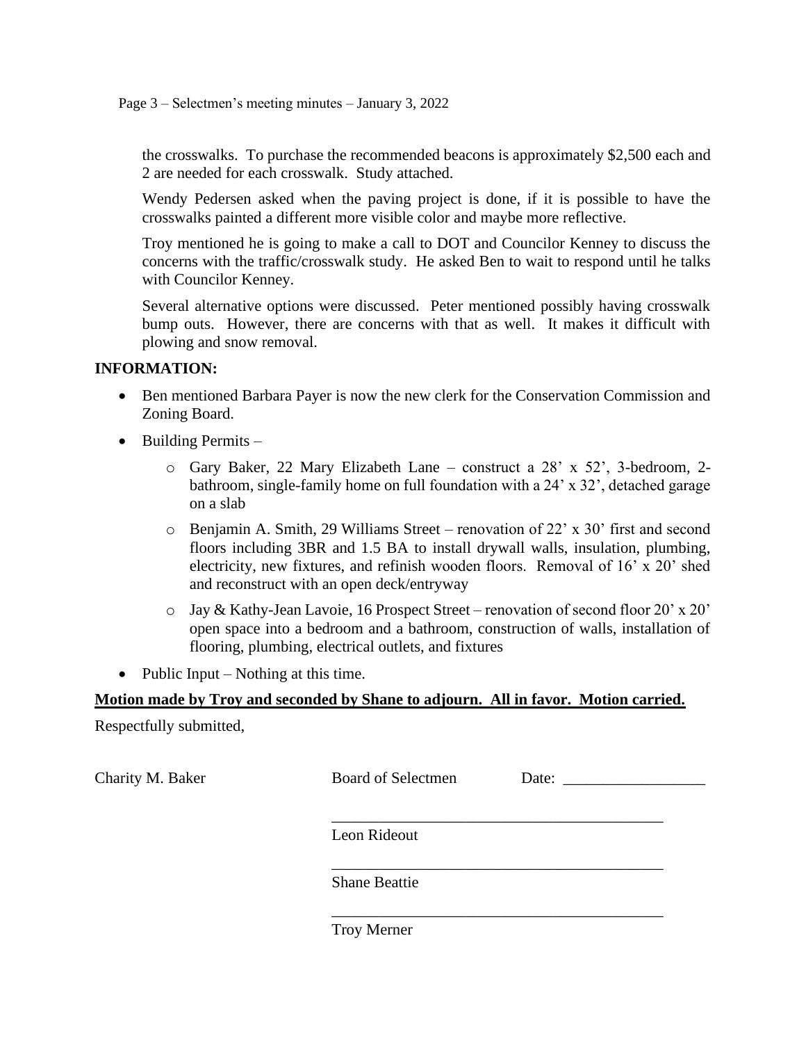the crosswalks. To purchase the recommended beacons is approximately $2,500 each and 2 are needed for each crosswalk. Study attached.

Wendy Pedersen asked when the paving project is done, if it is possible to have the crosswalks painted a different more visible color and maybe more reflective.

Troy mentioned he is going to make a call to DOT and Councilor Kenney to discuss the concerns with the traffic/crosswalk study. He asked Ben to wait to respond until he talks with Councilor Kenney.

Several alternative options were discussed. Peter mentioned possibly having crosswalk bump outs. However, there are concerns with that as well. It makes it difficult with plowing and snow removal.

**INFORMATION:**

- Ben mentioned Barbara Payer is now the new clerk for the Conservation Commission and Zoning Board.
- Building Permits –
  - Gary Baker, 22 Mary Elizabeth Lane – construct a 28' x 52', 3-bedroom, 2-bathroom, single-family home on full foundation with a 24' x 32', detached garage on a slab
  - Benjamin A. Smith, 29 Williams Street – renovation of 22' x 30' first and second floors including 3BR and 1.5 BA to install drywall walls, insulation, plumbing, electricity, new fixtures, and refinish wooden floors. Removal of 16' x 20' shed and reconstruct with an open deck/entryway
  - Jay & Kathy-Jean Lavoie, 16 Prospect Street – renovation of second floor 20' x 20' open space into a bedroom and a bathroom, construction of walls, installation of flooring, plumbing, electrical outlets, and fixtures
- Public Input – Nothing at this time.

**Motion made by Troy and seconded by Shane to adjourn. All in favor. Motion carried.**

Respectfully submitted,

Charity M. Baker

Board of Selectmen Date: __________________

_____________________________________________
Leon Rideout

_____________________________________________
Shane Beattie

_____________________________________________
Troy Merner